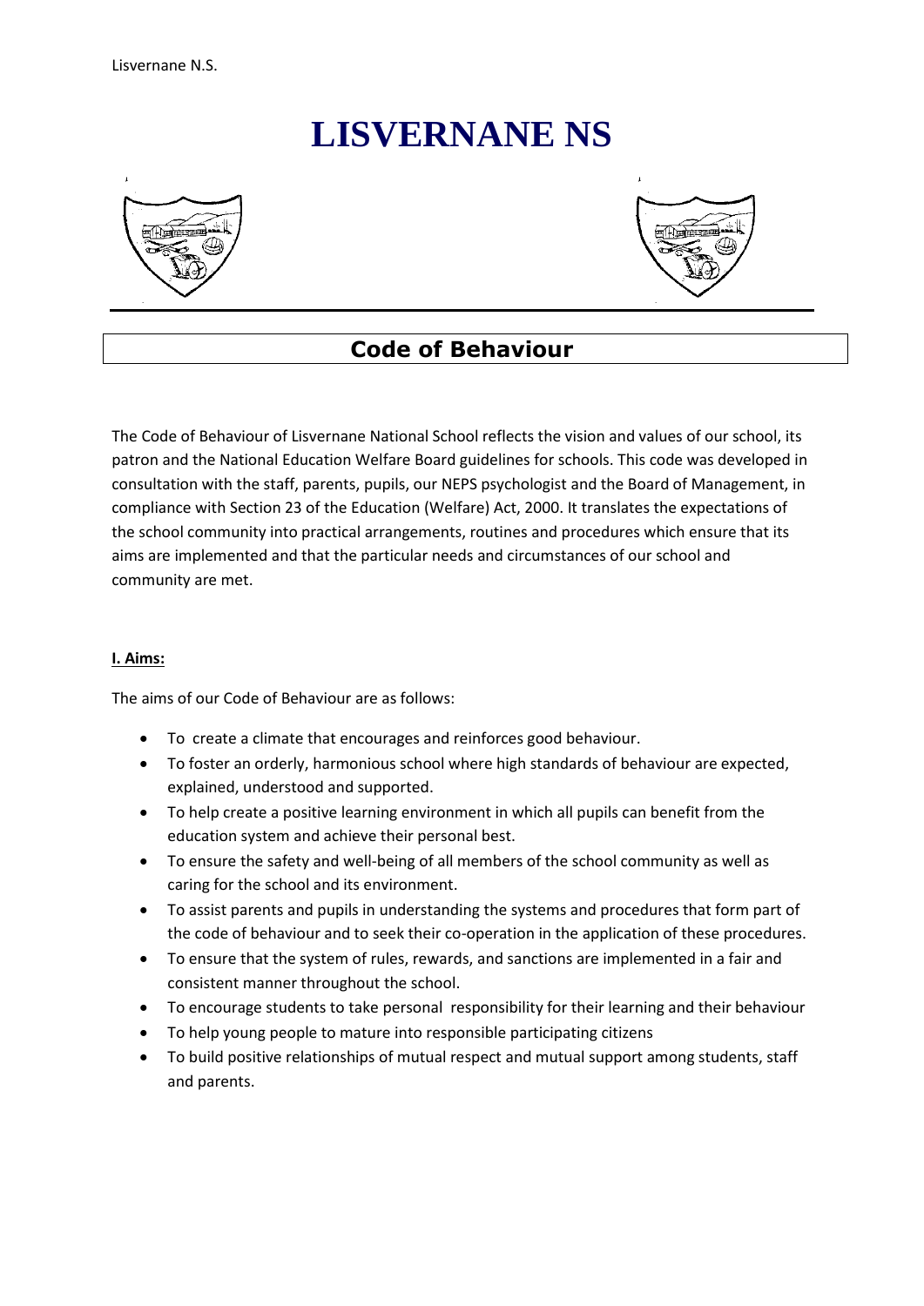# LISVERNANE NS

## Code of Behaviour

The Code of Behaviour of Lisvernane National School reflects the vision and values of our school, its patron and the National Education Welfare Board guidelines for schools. This code was developed in consultation with the staff, parents, pupils, our NEPS psychologist and the Board of Management, in compliance with Section 23 of the Education (Welfare) Act, 2000. It translates the expectations of the school community into practical arrangements, routines and procedures which ensure that its aims are implemented and that the particular needs and circumstances of our school and community are met.

### I. Aims:

The aims of our Code of Behaviour are as follows:

- To create a climate that encourages and reinforces good behaviour.
- To foster an orderly, harmonious school where high standards of behaviour are expected, explained, understood and supported.
- To help create a positive learning environment in which all pupils can benefit from the education system and achieve their personal best.
- To ensure the safety and well-being of all members of the school community as well as caring for the school and its environment.
- To assist parents and pupils in understanding the systems and procedures that form part of the code of behaviour and to seek their co-operation in the application of these procedures.
- To ensure that the system of rules, rewards, and sanctions are implemented in a fair and consistent manner throughout the school.
- To encourage students to take personal responsibility for their learning and their behaviour
- To help young people to mature into responsible participating citizens
- To build positive relationships of mutual respect and mutual support among students, staff and parents.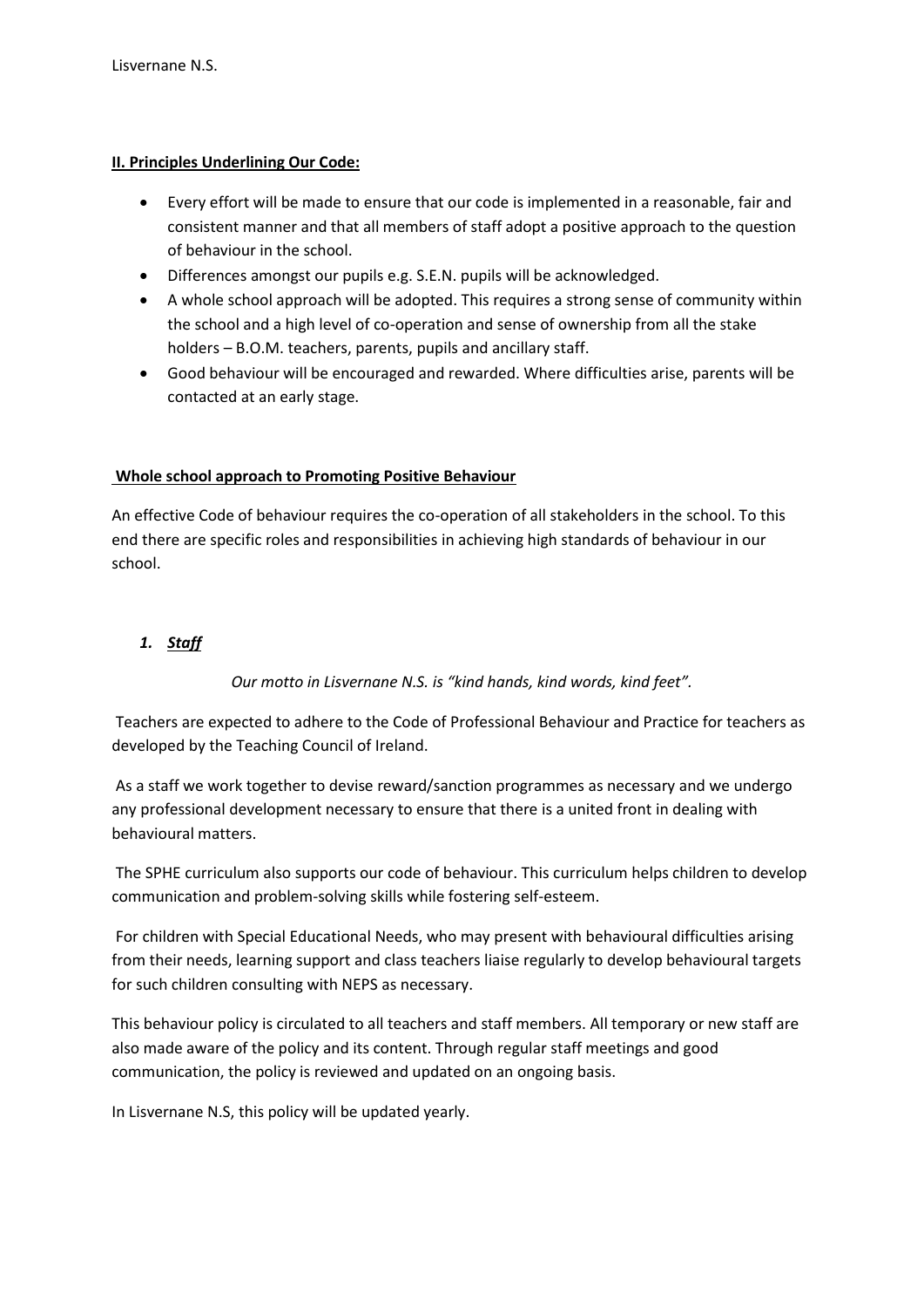**II. Principles Underlining Our Code:**

- Every effort will be made to ensure that our code is implemented in a reasonable, fair and consistent manner and that all members of staff adopt a positive approach to the question of behaviour in the school.
- Differences amongst our pupils e.g. S.E.N. pupils will be acknowledged.
- A whole school approach will be adopted. This requires a strong sense of community within the school and a high level of co-operation and sense of ownership from all the stake holders – B.O.M. teachers, parents, pupils and ancillary staff.
- Good behaviour will be encouraged and rewarded. Where difficulties arise, parents will be contacted at an early stage.

**Whole school approach to Promoting Positive Behaviour**

An effective Code of behaviour requires the co-operation of all stakeholders in the school. To this end there are specific roles and responsibilities in achieving high standards of behaviour in our school.

1. ***Staff***

*Our motto in Lisvernane N.S. is "kind hands, kind words, kind feet".*

Teachers are expected to adhere to the Code of Professional Behaviour and Practice for teachers as developed by the Teaching Council of Ireland.

As a staff we work together to devise reward/sanction programmes as necessary and we undergo any professional development necessary to ensure that there is a united front in dealing with behavioural matters.

The SPHE curriculum also supports our code of behaviour. This curriculum helps children to develop communication and problem-solving skills while fostering self-esteem.

For children with Special Educational Needs, who may present with behavioural difficulties arising from their needs, learning support and class teachers liaise regularly to develop behavioural targets for such children consulting with NEPS as necessary.

This behaviour policy is circulated to all teachers and staff members. All temporary or new staff are also made aware of the policy and its content. Through regular staff meetings and good communication, the policy is reviewed and updated on an ongoing basis.

In Lisvernane N.S, this policy will be updated yearly.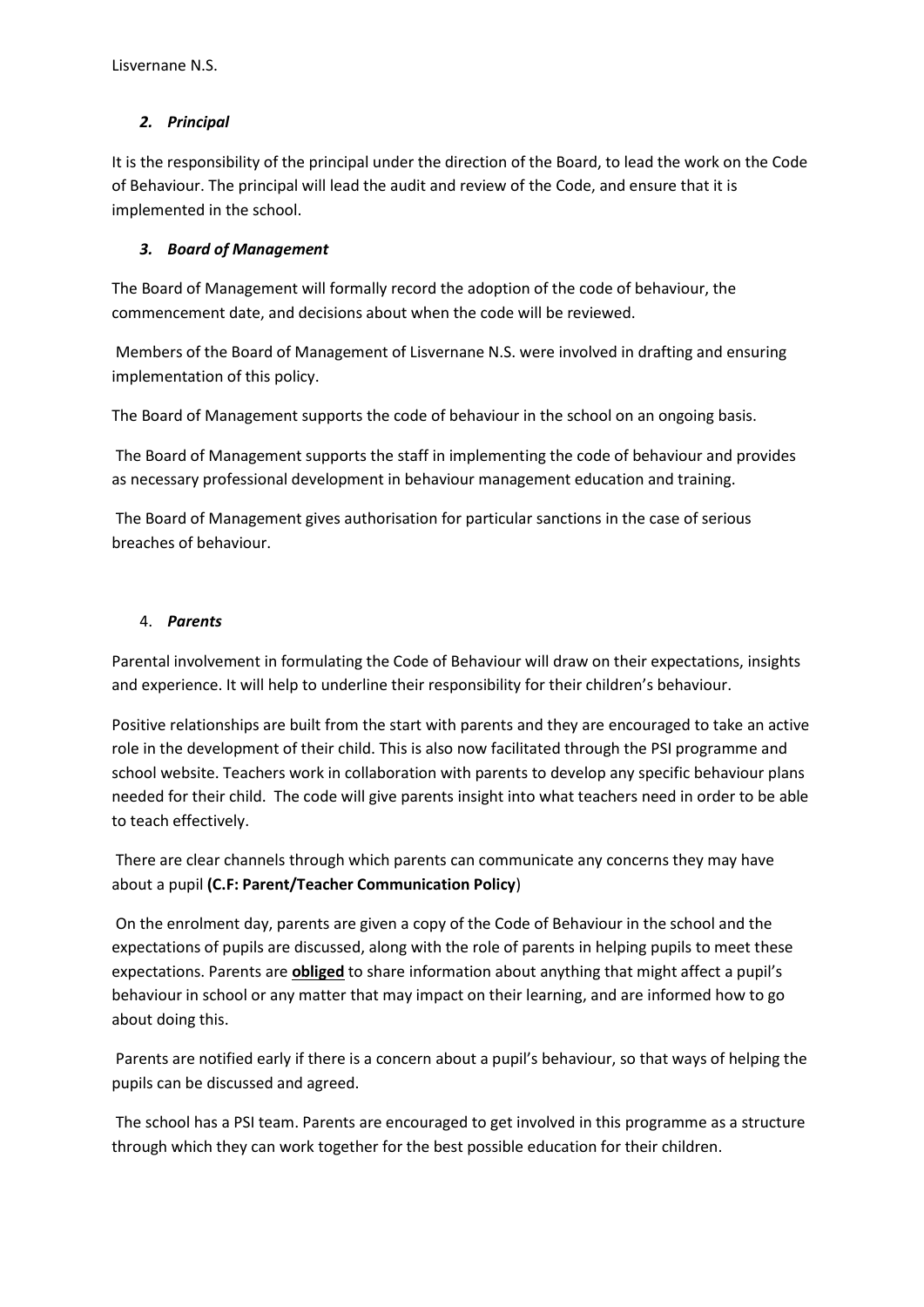### *2. Principal*

It is the responsibility of the principal under the direction of the Board, to lead the work on the Code of Behaviour. The principal will lead the audit and review of the Code, and ensure that it is implemented in the school.

### *3. Board of Management*

The Board of Management will formally record the adoption of the code of behaviour, the commencement date, and decisions about when the code will be reviewed.

Members of the Board of Management of Lisvernane N.S. were involved in drafting and ensuring implementation of this policy.

The Board of Management supports the code of behaviour in the school on an ongoing basis.

The Board of Management supports the staff in implementing the code of behaviour and provides as necessary professional development in behaviour management education and training.

The Board of Management gives authorisation for particular sanctions in the case of serious breaches of behaviour.

### 4. *Parents*

Parental involvement in formulating the Code of Behaviour will draw on their expectations, insights and experience. It will help to underline their responsibility for their children's behaviour.

Positive relationships are built from the start with parents and they are encouraged to take an active role in the development of their child. This is also now facilitated through the PSI programme and school website. Teachers work in collaboration with parents to develop any specific behaviour plans needed for their child. The code will give parents insight into what teachers need in order to be able to teach effectively.

There are clear channels through which parents can communicate any concerns they may have about a pupil **(C.F: Parent/Teacher Communication Policy**)

On the enrolment day, parents are given a copy of the Code of Behaviour in the school and the expectations of pupils are discussed, along with the role of parents in helping pupils to meet these expectations. Parents are **obliged** to share information about anything that might affect a pupil's behaviour in school or any matter that may impact on their learning, and are informed how to go about doing this.

Parents are notified early if there is a concern about a pupil's behaviour, so that ways of helping the pupils can be discussed and agreed.

The school has a PSI team. Parents are encouraged to get involved in this programme as a structure through which they can work together for the best possible education for their children.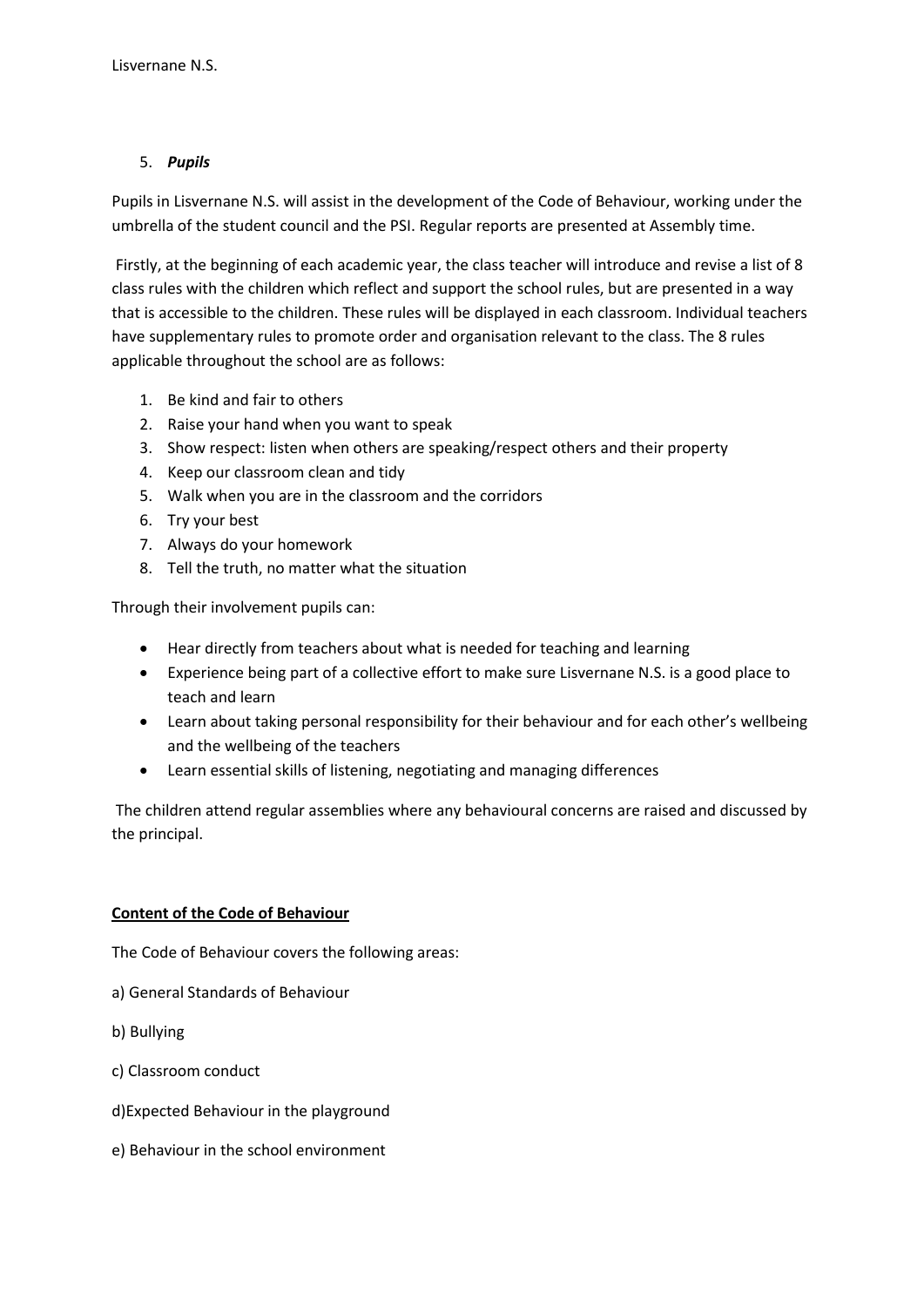5. ***Pupils***

Pupils in Lisvernane N.S. will assist in the development of the Code of Behaviour, working under the umbrella of the student council and the PSI. Regular reports are presented at Assembly time.

Firstly, at the beginning of each academic year, the class teacher will introduce and revise a list of 8 class rules with the children which reflect and support the school rules, but are presented in a way that is accessible to the children. These rules will be displayed in each classroom. Individual teachers have supplementary rules to promote order and organisation relevant to the class. The 8 rules applicable throughout the school are as follows:

1. Be kind and fair to others
2. Raise your hand when you want to speak
3. Show respect: listen when others are speaking/respect others and their property
4. Keep our classroom clean and tidy
5. Walk when you are in the classroom and the corridors
6. Try your best
7. Always do your homework
8. Tell the truth, no matter what the situation

Through their involvement pupils can:

- Hear directly from teachers about what is needed for teaching and learning
- Experience being part of a collective effort to make sure Lisvernane N.S. is a good place to teach and learn
- Learn about taking personal responsibility for their behaviour and for each other's wellbeing and the wellbeing of the teachers
- Learn essential skills of listening, negotiating and managing differences

The children attend regular assemblies where any behavioural concerns are raised and discussed by the principal.

**<u>Content of the Code of Behaviour</u>**

The Code of Behaviour covers the following areas:

a) General Standards of Behaviour

b) Bullying

c) Classroom conduct

d)Expected Behaviour in the playground

e) Behaviour in the school environment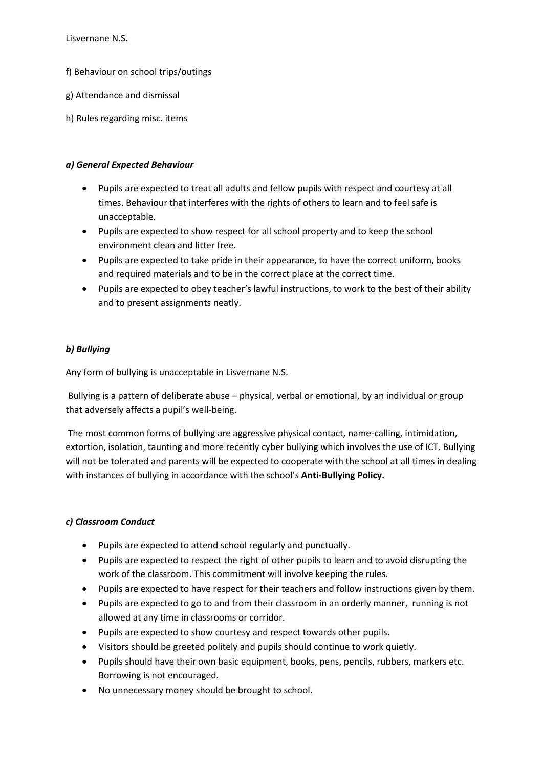f) Behaviour on school trips/outings

g) Attendance and dismissal

h) Rules regarding misc. items

### *a) General Expected Behaviour*

- Pupils are expected to treat all adults and fellow pupils with respect and courtesy at all times. Behaviour that interferes with the rights of others to learn and to feel safe is unacceptable.
- Pupils are expected to show respect for all school property and to keep the school environment clean and litter free.
- Pupils are expected to take pride in their appearance, to have the correct uniform, books and required materials and to be in the correct place at the correct time.
- Pupils are expected to obey teacher's lawful instructions, to work to the best of their ability and to present assignments neatly.

### *b) Bullying*

Any form of bullying is unacceptable in Lisvernane N.S.

Bullying is a pattern of deliberate abuse – physical, verbal or emotional, by an individual or group that adversely affects a pupil's well-being.

The most common forms of bullying are aggressive physical contact, name-calling, intimidation, extortion, isolation, taunting and more recently cyber bullying which involves the use of ICT. Bullying will not be tolerated and parents will be expected to cooperate with the school at all times in dealing with instances of bullying in accordance with the school's **Anti-Bullying Policy.**

### *c) Classroom Conduct*

- Pupils are expected to attend school regularly and punctually.
- Pupils are expected to respect the right of other pupils to learn and to avoid disrupting the work of the classroom. This commitment will involve keeping the rules.
- Pupils are expected to have respect for their teachers and follow instructions given by them.
- Pupils are expected to go to and from their classroom in an orderly manner, running is not allowed at any time in classrooms or corridor.
- Pupils are expected to show courtesy and respect towards other pupils.
- Visitors should be greeted politely and pupils should continue to work quietly.
- Pupils should have their own basic equipment, books, pens, pencils, rubbers, markers etc. Borrowing is not encouraged.
- No unnecessary money should be brought to school.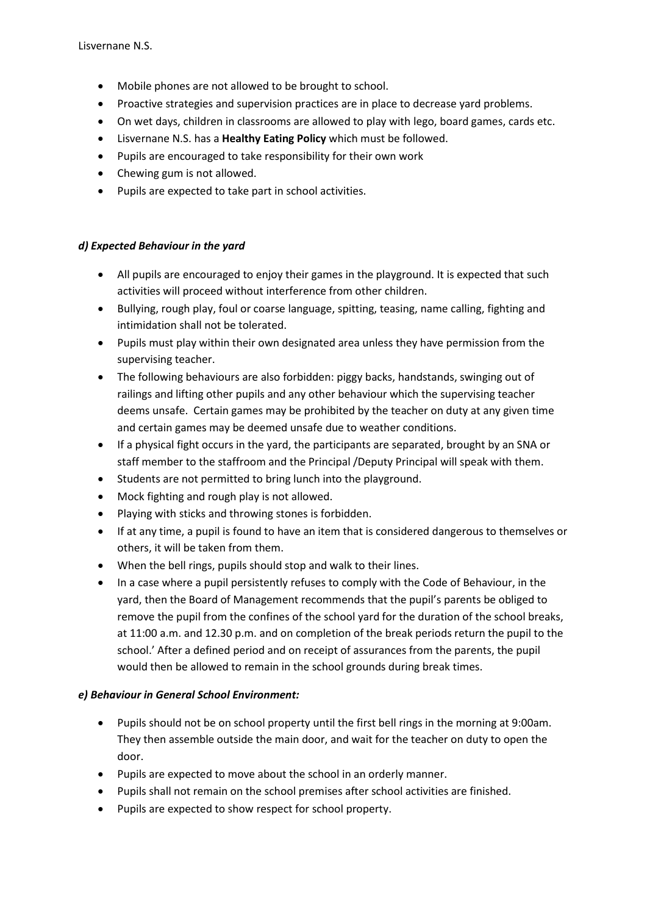- Mobile phones are not allowed to be brought to school.
- Proactive strategies and supervision practices are in place to decrease yard problems.
- On wet days, children in classrooms are allowed to play with lego, board games, cards etc.
- Lisvernane N.S. has a **Healthy Eating Policy** which must be followed.
- Pupils are encouraged to take responsibility for their own work
- Chewing gum is not allowed.
- Pupils are expected to take part in school activities.

### *d) Expected Behaviour in the yard*

- All pupils are encouraged to enjoy their games in the playground. It is expected that such activities will proceed without interference from other children.
- Bullying, rough play, foul or coarse language, spitting, teasing, name calling, fighting and intimidation shall not be tolerated.
- Pupils must play within their own designated area unless they have permission from the supervising teacher.
- The following behaviours are also forbidden: piggy backs, handstands, swinging out of railings and lifting other pupils and any other behaviour which the supervising teacher deems unsafe. Certain games may be prohibited by the teacher on duty at any given time and certain games may be deemed unsafe due to weather conditions.
- If a physical fight occurs in the yard, the participants are separated, brought by an SNA or staff member to the staffroom and the Principal /Deputy Principal will speak with them.
- Students are not permitted to bring lunch into the playground.
- Mock fighting and rough play is not allowed.
- Playing with sticks and throwing stones is forbidden.
- If at any time, a pupil is found to have an item that is considered dangerous to themselves or others, it will be taken from them.
- When the bell rings, pupils should stop and walk to their lines.
- In a case where a pupil persistently refuses to comply with the Code of Behaviour, in the yard, then the Board of Management recommends that the pupil's parents be obliged to remove the pupil from the confines of the school yard for the duration of the school breaks, at 11:00 a.m. and 12.30 p.m. and on completion of the break periods return the pupil to the school.' After a defined period and on receipt of assurances from the parents, the pupil would then be allowed to remain in the school grounds during break times.

### *e) Behaviour in General School Environment:*

- Pupils should not be on school property until the first bell rings in the morning at 9:00am. They then assemble outside the main door, and wait for the teacher on duty to open the door.
- Pupils are expected to move about the school in an orderly manner.
- Pupils shall not remain on the school premises after school activities are finished.
- Pupils are expected to show respect for school property.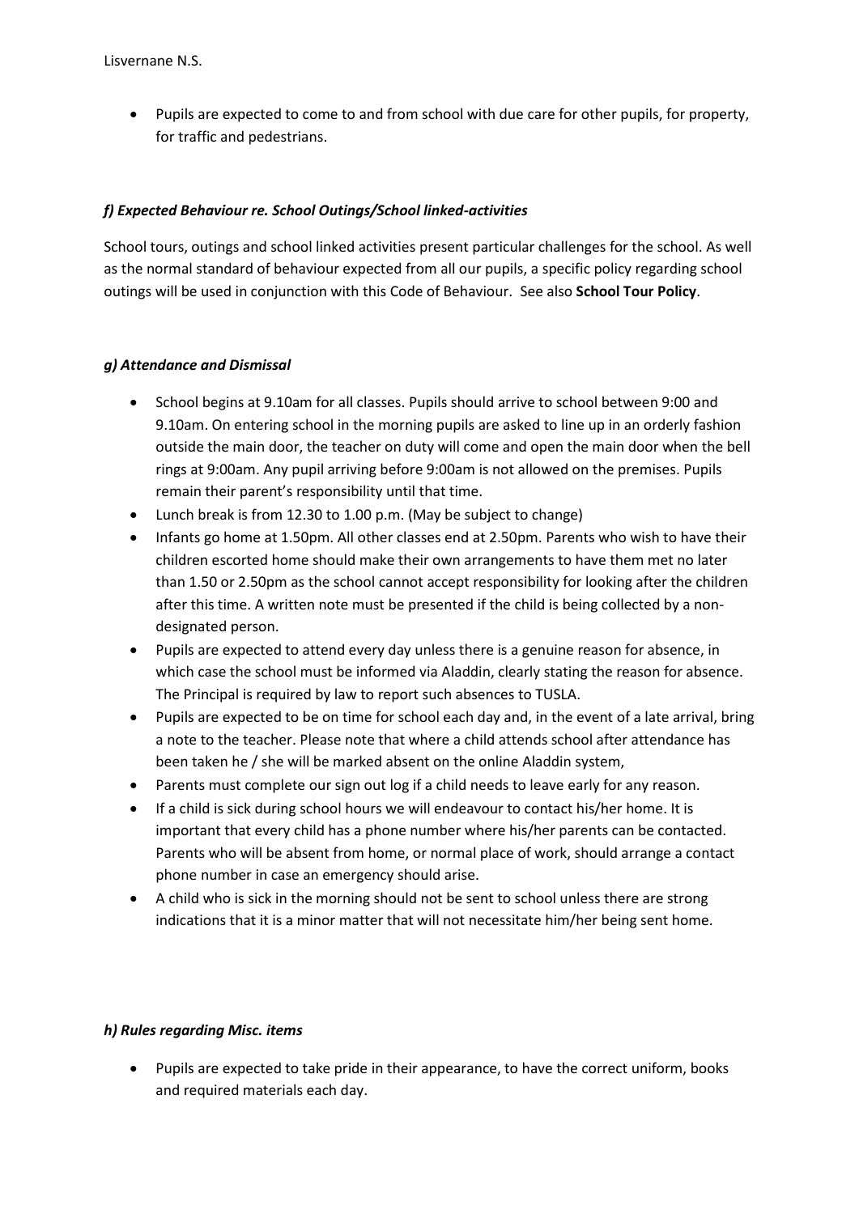- Pupils are expected to come to and from school with due care for other pupils, for property, for traffic and pedestrians.

### *f) Expected Behaviour re. School Outings/School linked-activities*

School tours, outings and school linked activities present particular challenges for the school. As well as the normal standard of behaviour expected from all our pupils, a specific policy regarding school outings will be used in conjunction with this Code of Behaviour. See also **School Tour Policy**.

### *g) Attendance and Dismissal*

- School begins at 9.10am for all classes. Pupils should arrive to school between 9:00 and 9.10am. On entering school in the morning pupils are asked to line up in an orderly fashion outside the main door, the teacher on duty will come and open the main door when the bell rings at 9:00am. Any pupil arriving before 9:00am is not allowed on the premises. Pupils remain their parent's responsibility until that time.
- Lunch break is from 12.30 to 1.00 p.m. (May be subject to change)
- Infants go home at 1.50pm. All other classes end at 2.50pm. Parents who wish to have their children escorted home should make their own arrangements to have them met no later than 1.50 or 2.50pm as the school cannot accept responsibility for looking after the children after this time. A written note must be presented if the child is being collected by a non-designated person.
- Pupils are expected to attend every day unless there is a genuine reason for absence, in which case the school must be informed via Aladdin, clearly stating the reason for absence. The Principal is required by law to report such absences to TUSLA.
- Pupils are expected to be on time for school each day and, in the event of a late arrival, bring a note to the teacher. Please note that where a child attends school after attendance has been taken he / she will be marked absent on the online Aladdin system,
- Parents must complete our sign out log if a child needs to leave early for any reason.
- If a child is sick during school hours we will endeavour to contact his/her home. It is important that every child has a phone number where his/her parents can be contacted. Parents who will be absent from home, or normal place of work, should arrange a contact phone number in case an emergency should arise.
- A child who is sick in the morning should not be sent to school unless there are strong indications that it is a minor matter that will not necessitate him/her being sent home.

### *h) Rules regarding Misc. items*

- Pupils are expected to take pride in their appearance, to have the correct uniform, books and required materials each day.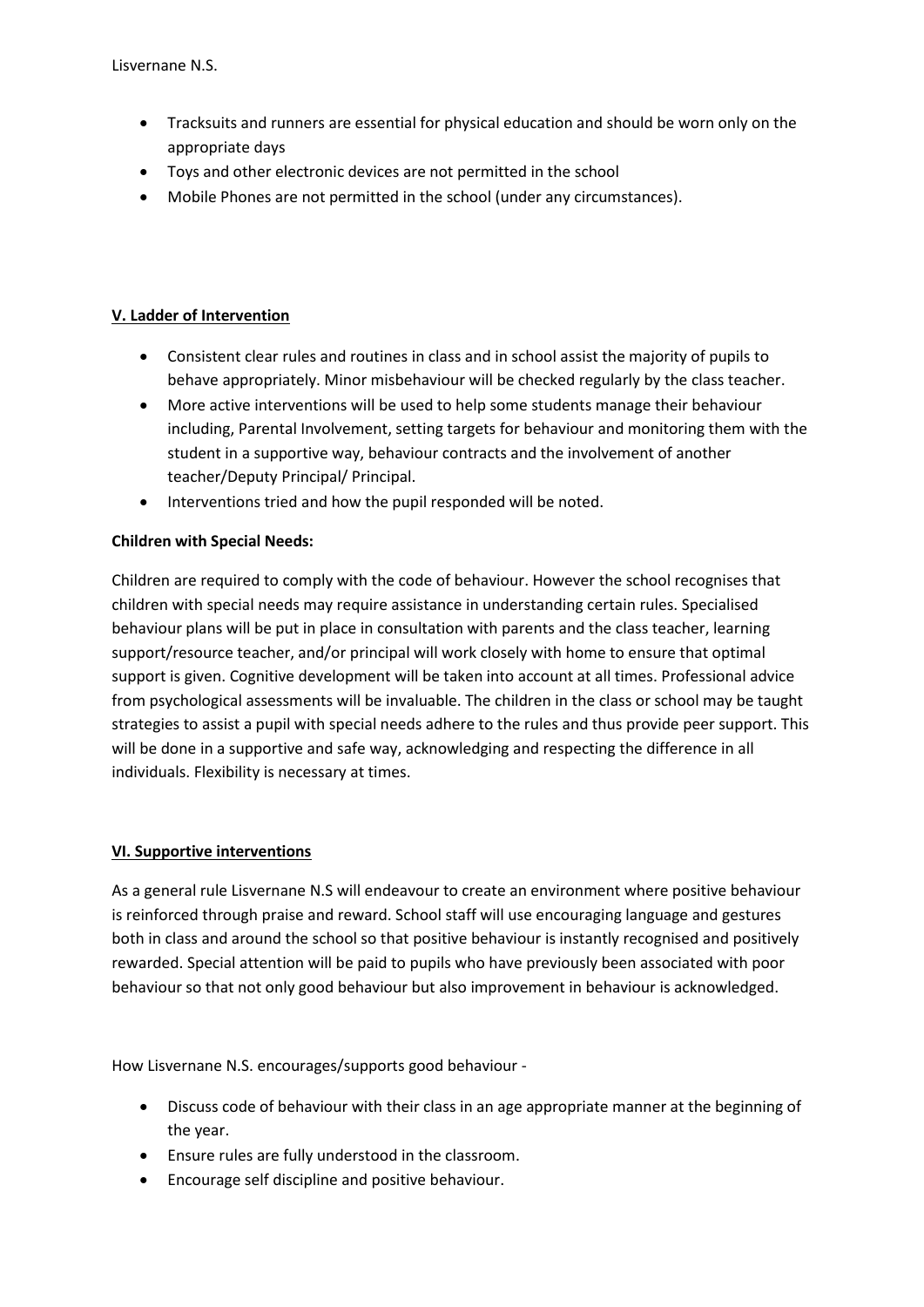- Tracksuits and runners are essential for physical education and should be worn only on the appropriate days
- Toys and other electronic devices are not permitted in the school
- Mobile Phones are not permitted in the school (under any circumstances).

## V. Ladder of Intervention

- Consistent clear rules and routines in class and in school assist the majority of pupils to behave appropriately. Minor misbehaviour will be checked regularly by the class teacher.
- More active interventions will be used to help some students manage their behaviour including, Parental Involvement, setting targets for behaviour and monitoring them with the student in a supportive way, behaviour contracts and the involvement of another teacher/Deputy Principal/ Principal.
- Interventions tried and how the pupil responded will be noted.

**Children with Special Needs:**

Children are required to comply with the code of behaviour. However the school recognises that children with special needs may require assistance in understanding certain rules. Specialised behaviour plans will be put in place in consultation with parents and the class teacher, learning support/resource teacher, and/or principal will work closely with home to ensure that optimal support is given. Cognitive development will be taken into account at all times. Professional advice from psychological assessments will be invaluable. The children in the class or school may be taught strategies to assist a pupil with special needs adhere to the rules and thus provide peer support. This will be done in a supportive and safe way, acknowledging and respecting the difference in all individuals. Flexibility is necessary at times.

## VI. Supportive interventions

As a general rule Lisvernane N.S will endeavour to create an environment where positive behaviour is reinforced through praise and reward. School staff will use encouraging language and gestures both in class and around the school so that positive behaviour is instantly recognised and positively rewarded. Special attention will be paid to pupils who have previously been associated with poor behaviour so that not only good behaviour but also improvement in behaviour is acknowledged.

How Lisvernane N.S. encourages/supports good behaviour -

- Discuss code of behaviour with their class in an age appropriate manner at the beginning of the year.
- Ensure rules are fully understood in the classroom.
- Encourage self discipline and positive behaviour.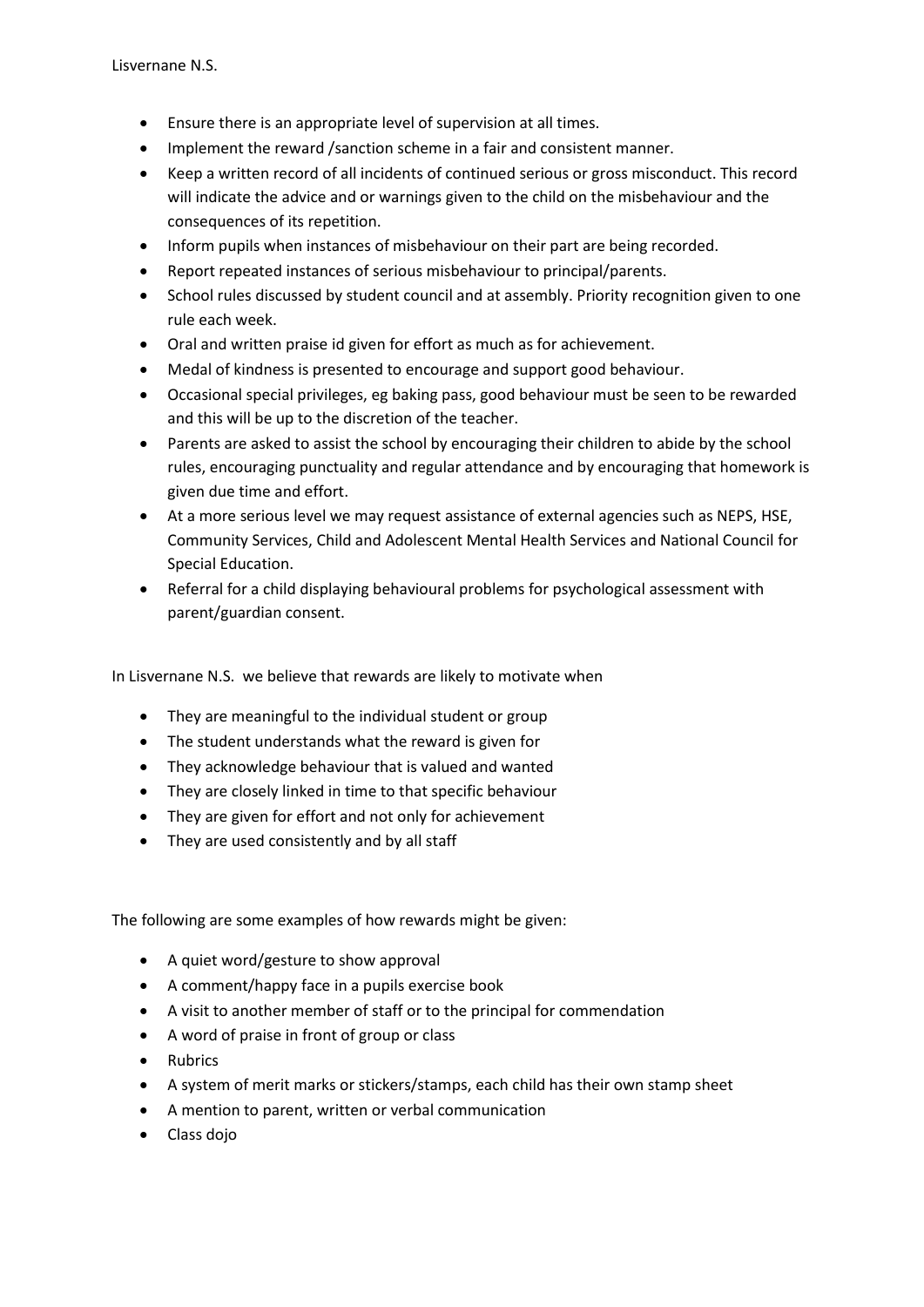- Ensure there is an appropriate level of supervision at all times.
- Implement the reward /sanction scheme in a fair and consistent manner.
- Keep a written record of all incidents of continued serious or gross misconduct. This record will indicate the advice and or warnings given to the child on the misbehaviour and the consequences of its repetition.
- Inform pupils when instances of misbehaviour on their part are being recorded.
- Report repeated instances of serious misbehaviour to principal/parents.
- School rules discussed by student council and at assembly. Priority recognition given to one rule each week.
- Oral and written praise id given for effort as much as for achievement.
- Medal of kindness is presented to encourage and support good behaviour.
- Occasional special privileges, eg baking pass, good behaviour must be seen to be rewarded and this will be up to the discretion of the teacher.
- Parents are asked to assist the school by encouraging their children to abide by the school rules, encouraging punctuality and regular attendance and by encouraging that homework is given due time and effort.
- At a more serious level we may request assistance of external agencies such as NEPS, HSE, Community Services, Child and Adolescent Mental Health Services and National Council for Special Education.
- Referral for a child displaying behavioural problems for psychological assessment with parent/guardian consent.

In Lisvernane N.S. we believe that rewards are likely to motivate when

- They are meaningful to the individual student or group
- The student understands what the reward is given for
- They acknowledge behaviour that is valued and wanted
- They are closely linked in time to that specific behaviour
- They are given for effort and not only for achievement
- They are used consistently and by all staff

The following are some examples of how rewards might be given:

- A quiet word/gesture to show approval
- A comment/happy face in a pupils exercise book
- A visit to another member of staff or to the principal for commendation
- A word of praise in front of group or class
- Rubrics
- A system of merit marks or stickers/stamps, each child has their own stamp sheet
- A mention to parent, written or verbal communication
- Class dojo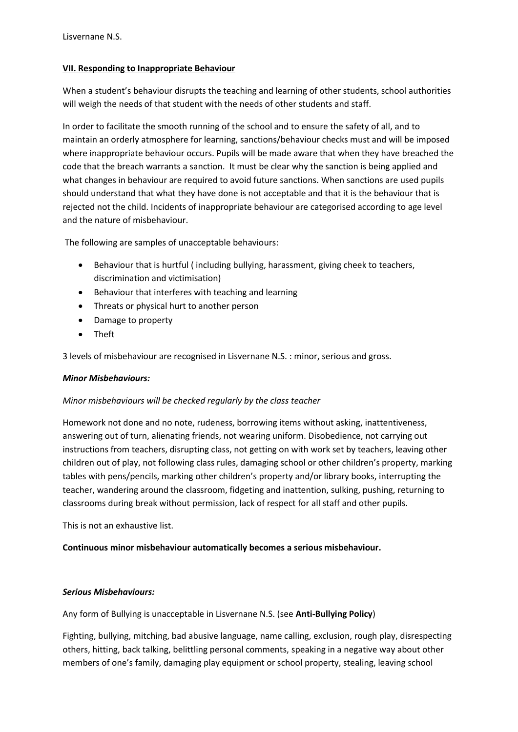### VII. Responding to Inappropriate Behaviour

When a student's behaviour disrupts the teaching and learning of other students, school authorities will weigh the needs of that student with the needs of other students and staff.

In order to facilitate the smooth running of the school and to ensure the safety of all, and to maintain an orderly atmosphere for learning, sanctions/behaviour checks must and will be imposed where inappropriate behaviour occurs. Pupils will be made aware that when they have breached the code that the breach warrants a sanction. It must be clear why the sanction is being applied and what changes in behaviour are required to avoid future sanctions. When sanctions are used pupils should understand that what they have done is not acceptable and that it is the behaviour that is rejected not the child. Incidents of inappropriate behaviour are categorised according to age level and the nature of misbehaviour.

The following are samples of unacceptable behaviours:

- Behaviour that is hurtful ( including bullying, harassment, giving cheek to teachers, discrimination and victimisation)
- Behaviour that interferes with teaching and learning
- Threats or physical hurt to another person
- Damage to property
- Theft

3 levels of misbehaviour are recognised in Lisvernane N.S. : minor, serious and gross.

***Minor Misbehaviours:***

*Minor misbehaviours will be checked regularly by the class teacher*

Homework not done and no note, rudeness, borrowing items without asking, inattentiveness, answering out of turn, alienating friends, not wearing uniform. Disobedience, not carrying out instructions from teachers, disrupting class, not getting on with work set by teachers, leaving other children out of play, not following class rules, damaging school or other children's property, marking tables with pens/pencils, marking other children's property and/or library books, interrupting the teacher, wandering around the classroom, fidgeting and inattention, sulking, pushing, returning to classrooms during break without permission, lack of respect for all staff and other pupils.

This is not an exhaustive list.

**Continuous minor misbehaviour automatically becomes a serious misbehaviour.**

***Serious Misbehaviours:***

Any form of Bullying is unacceptable in Lisvernane N.S. (see **Anti-Bullying Policy**)

Fighting, bullying, mitching, bad abusive language, name calling, exclusion, rough play, disrespecting others, hitting, back talking, belittling personal comments, speaking in a negative way about other members of one's family, damaging play equipment or school property, stealing, leaving school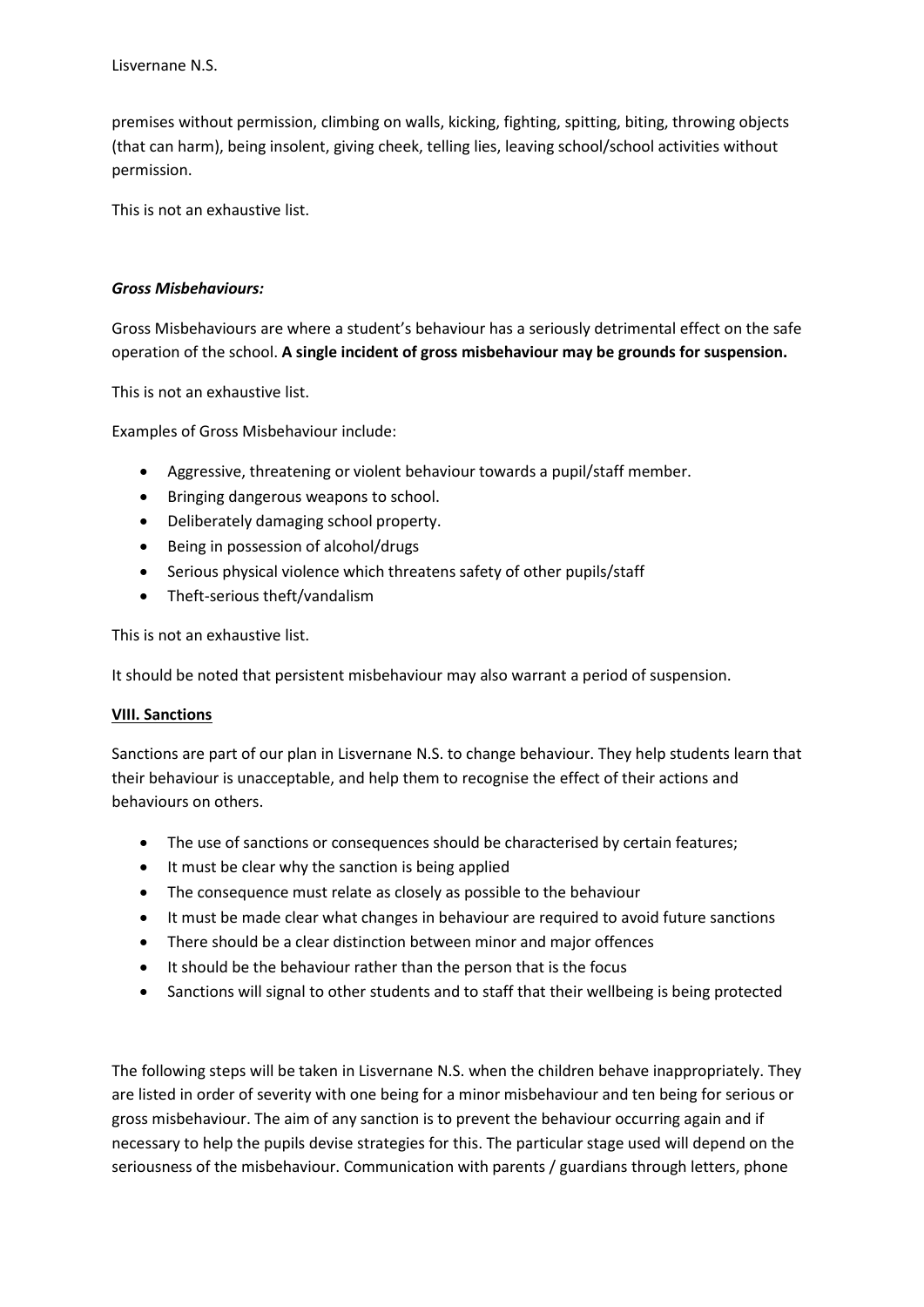premises without permission, climbing on walls, kicking, fighting, spitting, biting, throwing objects (that can harm), being insolent, giving cheek, telling lies, leaving school/school activities without permission.

This is not an exhaustive list.

***Gross Misbehaviours:***

Gross Misbehaviours are where a student's behaviour has a seriously detrimental effect on the safe operation of the school. **A single incident of gross misbehaviour may be grounds for suspension.**

This is not an exhaustive list.

Examples of Gross Misbehaviour include:

- Aggressive, threatening or violent behaviour towards a pupil/staff member.
- Bringing dangerous weapons to school.
- Deliberately damaging school property.
- Being in possession of alcohol/drugs
- Serious physical violence which threatens safety of other pupils/staff
- Theft-serious theft/vandalism

This is not an exhaustive list.

It should be noted that persistent misbehaviour may also warrant a period of suspension.

## VIII. Sanctions

Sanctions are part of our plan in Lisvernane N.S. to change behaviour. They help students learn that their behaviour is unacceptable, and help them to recognise the effect of their actions and behaviours on others.

- The use of sanctions or consequences should be characterised by certain features;
- It must be clear why the sanction is being applied
- The consequence must relate as closely as possible to the behaviour
- It must be made clear what changes in behaviour are required to avoid future sanctions
- There should be a clear distinction between minor and major offences
- It should be the behaviour rather than the person that is the focus
- Sanctions will signal to other students and to staff that their wellbeing is being protected

The following steps will be taken in Lisvernane N.S. when the children behave inappropriately. They are listed in order of severity with one being for a minor misbehaviour and ten being for serious or gross misbehaviour. The aim of any sanction is to prevent the behaviour occurring again and if necessary to help the pupils devise strategies for this. The particular stage used will depend on the seriousness of the misbehaviour. Communication with parents / guardians through letters, phone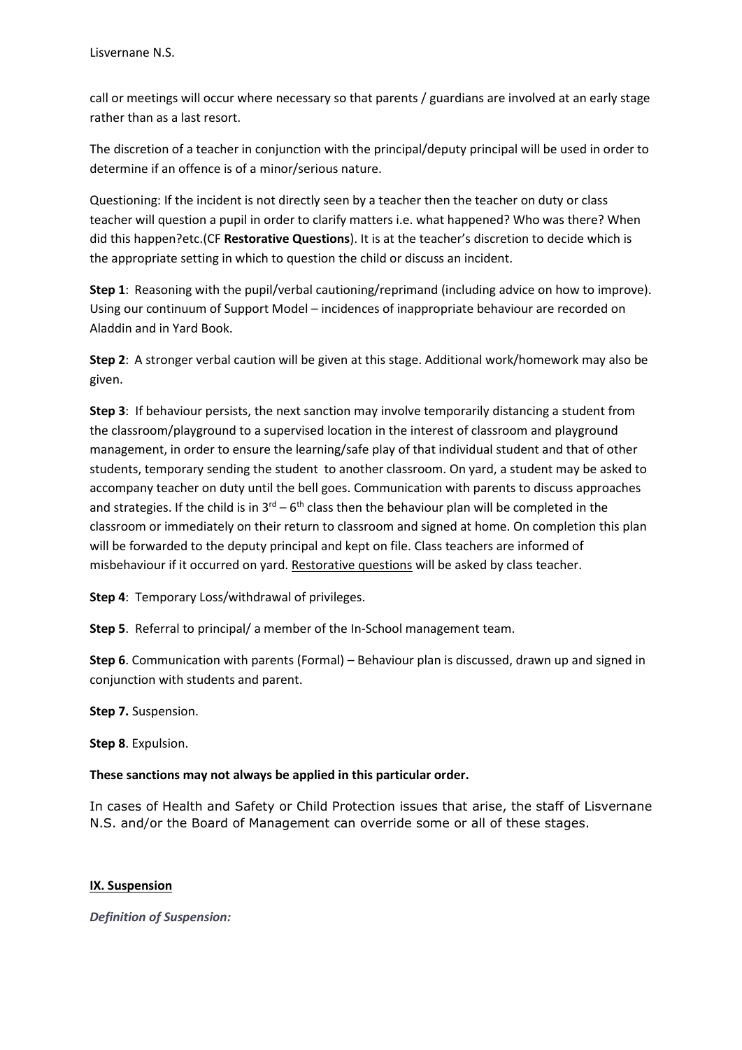call or meetings will occur where necessary so that parents / guardians are involved at an early stage rather than as a last resort.

The discretion of a teacher in conjunction with the principal/deputy principal will be used in order to determine if an offence is of a minor/serious nature.

Questioning: If the incident is not directly seen by a teacher then the teacher on duty or class teacher will question a pupil in order to clarify matters i.e. what happened? Who was there? When did this happen?etc.(CF **Restorative Questions**). It is at the teacher's discretion to decide which is the appropriate setting in which to question the child or discuss an incident.

**Step 1**: Reasoning with the pupil/verbal cautioning/reprimand (including advice on how to improve). Using our continuum of Support Model – incidences of inappropriate behaviour are recorded on Aladdin and in Yard Book.

**Step 2**: A stronger verbal caution will be given at this stage. Additional work/homework may also be given.

**Step 3**: If behaviour persists, the next sanction may involve temporarily distancing a student from the classroom/playground to a supervised location in the interest of classroom and playground management, in order to ensure the learning/safe play of that individual student and that of other students, temporary sending the student to another classroom. On yard, a student may be asked to accompany teacher on duty until the bell goes. Communication with parents to discuss approaches and strategies. If the child is in 3rd – 6th class then the behaviour plan will be completed in the classroom or immediately on their return to classroom and signed at home. On completion this plan will be forwarded to the deputy principal and kept on file. Class teachers are informed of misbehaviour if it occurred on yard. Restorative questions will be asked by class teacher.

**Step 4**: Temporary Loss/withdrawal of privileges.

**Step 5**. Referral to principal/ a member of the In-School management team.

**Step 6**. Communication with parents (Formal) – Behaviour plan is discussed, drawn up and signed in conjunction with students and parent.

**Step 7.** Suspension.

**Step 8**. Expulsion.

**These sanctions may not always be applied in this particular order.**

In cases of Health and Safety or Child Protection issues that arise, the staff of Lisvernane N.S. and/or the Board of Management can override some or all of these stages.

## IX. Suspension

***Definition of Suspension:***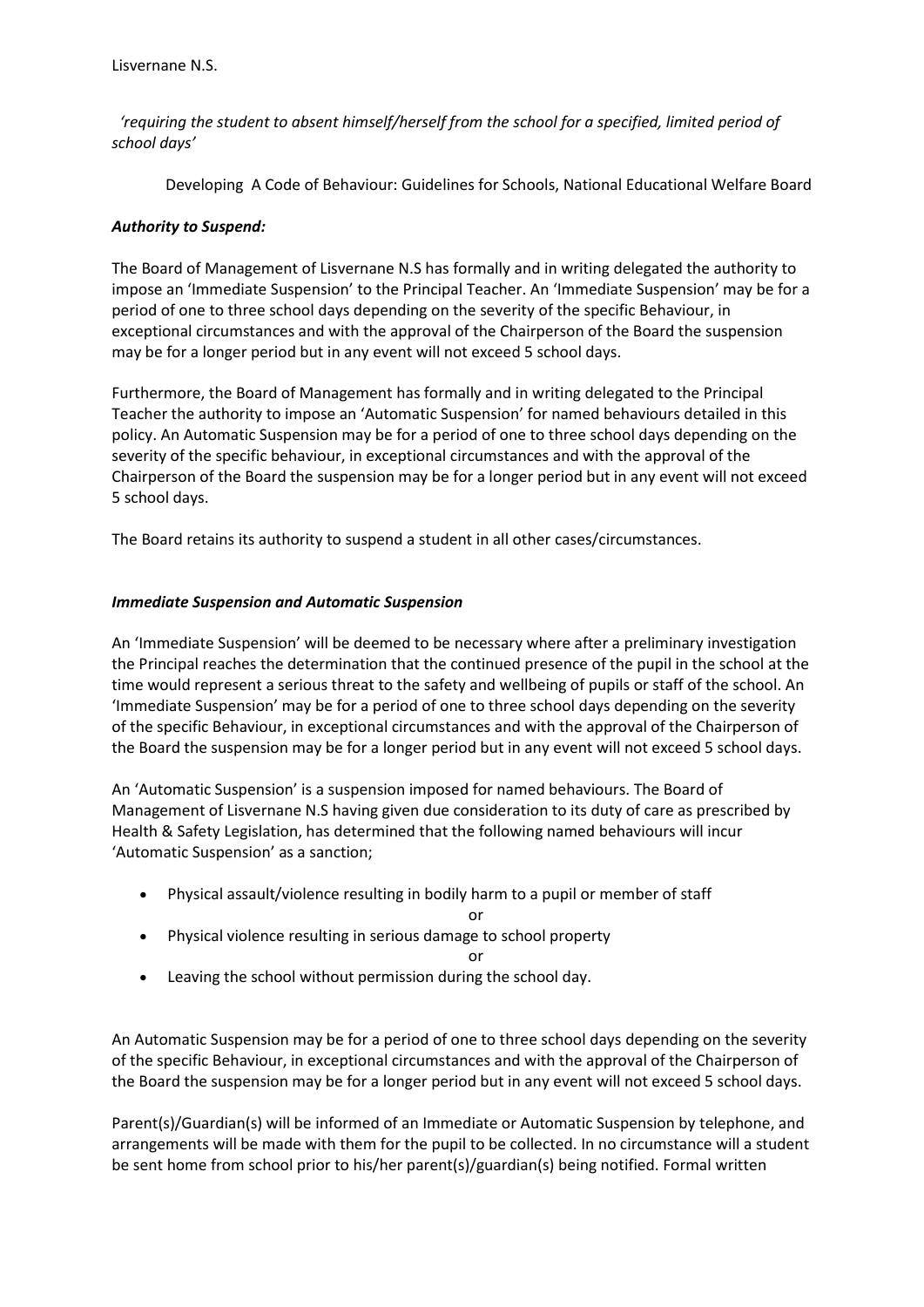*'requiring the student to absent himself/herself from the school for a specified, limited period of school days'*

Developing A Code of Behaviour: Guidelines for Schools, National Educational Welfare Board

***Authority to Suspend:***

The Board of Management of Lisvernane N.S has formally and in writing delegated the authority to impose an 'Immediate Suspension' to the Principal Teacher. An 'Immediate Suspension' may be for a period of one to three school days depending on the severity of the specific Behaviour, in exceptional circumstances and with the approval of the Chairperson of the Board the suspension may be for a longer period but in any event will not exceed 5 school days.

Furthermore, the Board of Management has formally and in writing delegated to the Principal Teacher the authority to impose an 'Automatic Suspension' for named behaviours detailed in this policy. An Automatic Suspension may be for a period of one to three school days depending on the severity of the specific behaviour, in exceptional circumstances and with the approval of the Chairperson of the Board the suspension may be for a longer period but in any event will not exceed 5 school days.

The Board retains its authority to suspend a student in all other cases/circumstances.

***Immediate Suspension and Automatic Suspension***

An 'Immediate Suspension' will be deemed to be necessary where after a preliminary investigation the Principal reaches the determination that the continued presence of the pupil in the school at the time would represent a serious threat to the safety and wellbeing of pupils or staff of the school. An 'Immediate Suspension' may be for a period of one to three school days depending on the severity of the specific Behaviour, in exceptional circumstances and with the approval of the Chairperson of the Board the suspension may be for a longer period but in any event will not exceed 5 school days.

An 'Automatic Suspension' is a suspension imposed for named behaviours. The Board of Management of Lisvernane N.S having given due consideration to its duty of care as prescribed by Health & Safety Legislation, has determined that the following named behaviours will incur 'Automatic Suspension' as a sanction;

- Physical assault/violence resulting in bodily harm to a pupil or member of staff

  or
- Physical violence resulting in serious damage to school property

  or
- Leaving the school without permission during the school day.

An Automatic Suspension may be for a period of one to three school days depending on the severity of the specific Behaviour, in exceptional circumstances and with the approval of the Chairperson of the Board the suspension may be for a longer period but in any event will not exceed 5 school days.

Parent(s)/Guardian(s) will be informed of an Immediate or Automatic Suspension by telephone, and arrangements will be made with them for the pupil to be collected. In no circumstance will a student be sent home from school prior to his/her parent(s)/guardian(s) being notified. Formal written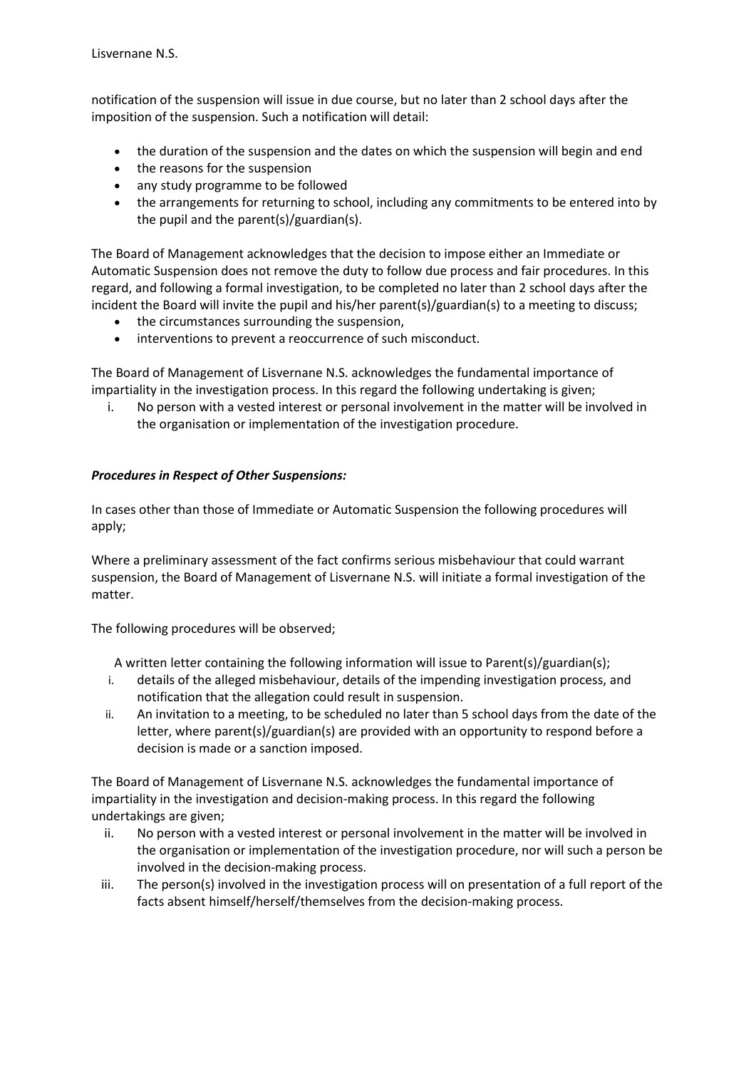notification of the suspension will issue in due course, but no later than 2 school days after the imposition of the suspension. Such a notification will detail:

- the duration of the suspension and the dates on which the suspension will begin and end
- the reasons for the suspension
- any study programme to be followed
- the arrangements for returning to school, including any commitments to be entered into by the pupil and the parent(s)/guardian(s).

The Board of Management acknowledges that the decision to impose either an Immediate or Automatic Suspension does not remove the duty to follow due process and fair procedures. In this regard, and following a formal investigation, to be completed no later than 2 school days after the incident the Board will invite the pupil and his/her parent(s)/guardian(s) to a meeting to discuss;

- the circumstances surrounding the suspension,
- interventions to prevent a reoccurrence of such misconduct.

The Board of Management of Lisvernane N.S. acknowledges the fundamental importance of impartiality in the investigation process. In this regard the following undertaking is given;

i. No person with a vested interest or personal involvement in the matter will be involved in the organisation or implementation of the investigation procedure.

***Procedures in Respect of Other Suspensions:***

In cases other than those of Immediate or Automatic Suspension the following procedures will apply;

Where a preliminary assessment of the fact confirms serious misbehaviour that could warrant suspension, the Board of Management of Lisvernane N.S. will initiate a formal investigation of the matter.

The following procedures will be observed;

A written letter containing the following information will issue to Parent(s)/guardian(s);

i. details of the alleged misbehaviour, details of the impending investigation process, and notification that the allegation could result in suspension.
ii. An invitation to a meeting, to be scheduled no later than 5 school days from the date of the letter, where parent(s)/guardian(s) are provided with an opportunity to respond before a decision is made or a sanction imposed.

The Board of Management of Lisvernane N.S. acknowledges the fundamental importance of impartiality in the investigation and decision-making process. In this regard the following undertakings are given;

ii. No person with a vested interest or personal involvement in the matter will be involved in the organisation or implementation of the investigation procedure, nor will such a person be involved in the decision-making process.
iii. The person(s) involved in the investigation process will on presentation of a full report of the facts absent himself/herself/themselves from the decision-making process.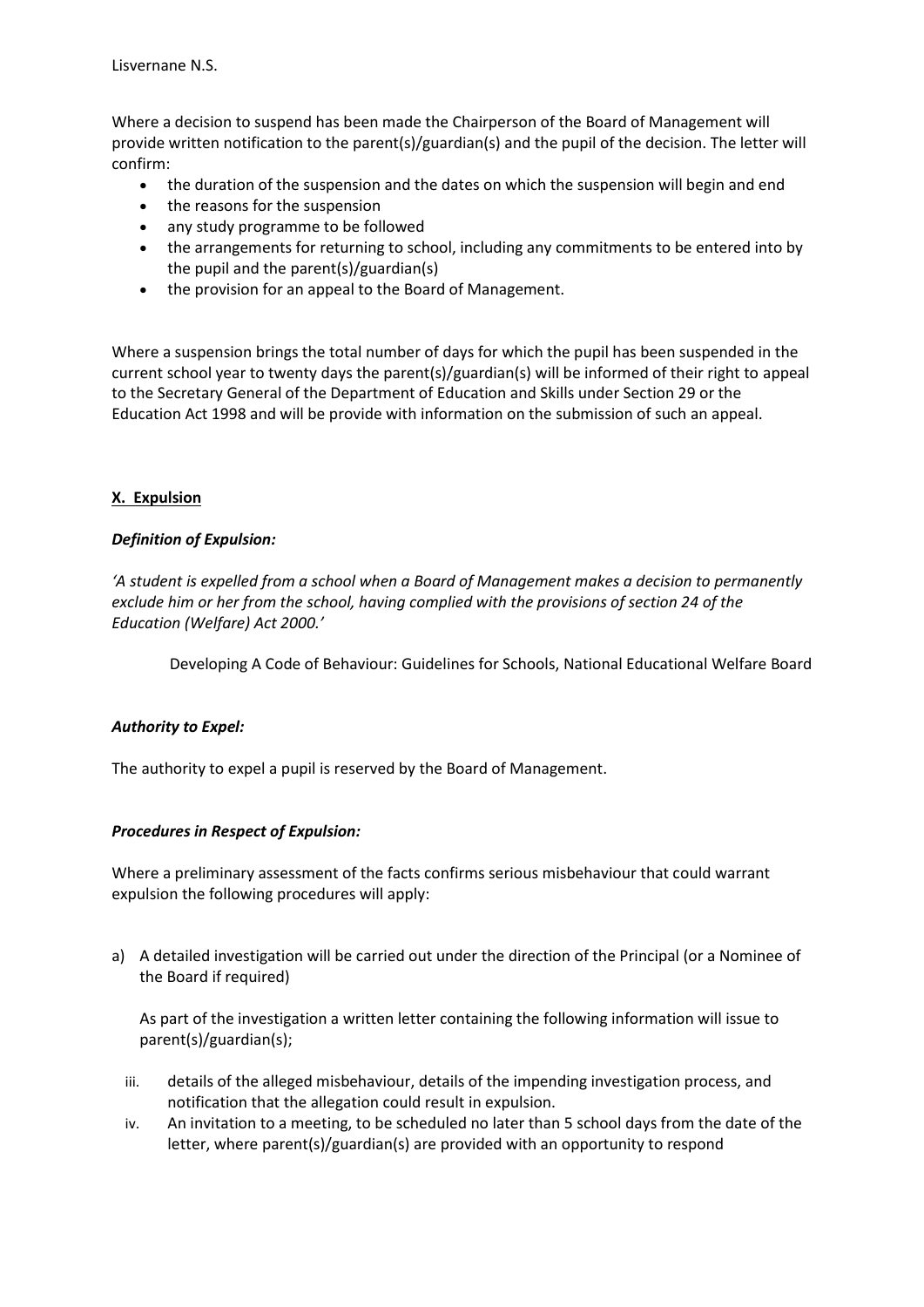Where a decision to suspend has been made the Chairperson of the Board of Management will provide written notification to the parent(s)/guardian(s) and the pupil of the decision. The letter will confirm:

- the duration of the suspension and the dates on which the suspension will begin and end
- the reasons for the suspension
- any study programme to be followed
- the arrangements for returning to school, including any commitments to be entered into by the pupil and the parent(s)/guardian(s)
- the provision for an appeal to the Board of Management.

Where a suspension brings the total number of days for which the pupil has been suspended in the current school year to twenty days the parent(s)/guardian(s) will be informed of their right to appeal to the Secretary General of the Department of Education and Skills under Section 29 or the Education Act 1998 and will be provide with information on the submission of such an appeal.

## **X. Expulsion**

***Definition of Expulsion:***

*'A student is expelled from a school when a Board of Management makes a decision to permanently exclude him or her from the school, having complied with the provisions of section 24 of the Education (Welfare) Act 2000.'*

Developing A Code of Behaviour: Guidelines for Schools, National Educational Welfare Board

***Authority to Expel:***

The authority to expel a pupil is reserved by the Board of Management.

***Procedures in Respect of Expulsion:***

Where a preliminary assessment of the facts confirms serious misbehaviour that could warrant expulsion the following procedures will apply:

a) A detailed investigation will be carried out under the direction of the Principal (or a Nominee of the Board if required)

   As part of the investigation a written letter containing the following information will issue to parent(s)/guardian(s);

   iii. details of the alleged misbehaviour, details of the impending investigation process, and notification that the allegation could result in expulsion.

   iv. An invitation to a meeting, to be scheduled no later than 5 school days from the date of the letter, where parent(s)/guardian(s) are provided with an opportunity to respond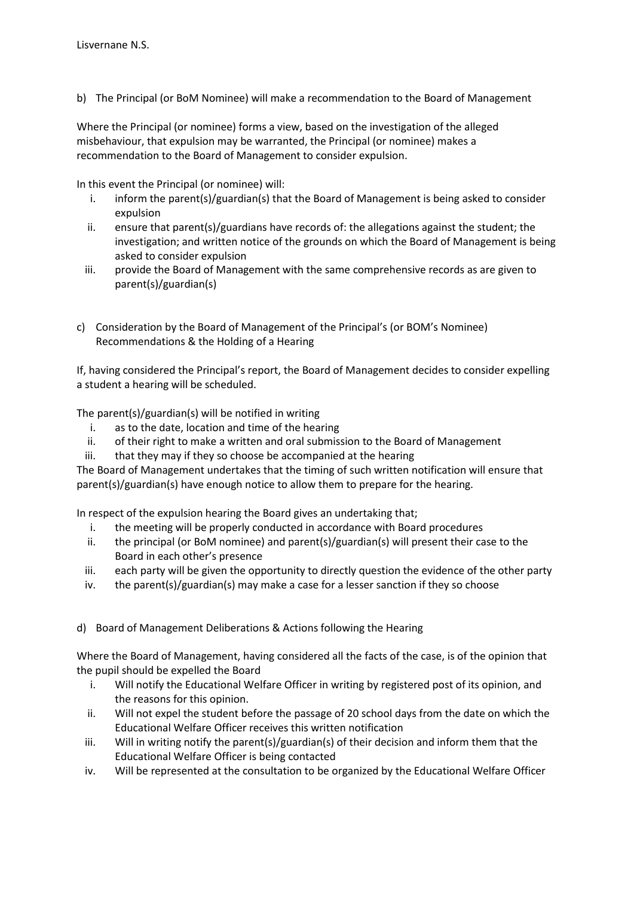b) The Principal (or BoM Nominee) will make a recommendation to the Board of Management

Where the Principal (or nominee) forms a view, based on the investigation of the alleged misbehaviour, that expulsion may be warranted, the Principal (or nominee) makes a recommendation to the Board of Management to consider expulsion.

In this event the Principal (or nominee) will:

i. inform the parent(s)/guardian(s) that the Board of Management is being asked to consider expulsion
ii. ensure that parent(s)/guardians have records of: the allegations against the student; the investigation; and written notice of the grounds on which the Board of Management is being asked to consider expulsion
iii. provide the Board of Management with the same comprehensive records as are given to parent(s)/guardian(s)

c) Consideration by the Board of Management of the Principal's (or BOM's Nominee) Recommendations & the Holding of a Hearing

If, having considered the Principal's report, the Board of Management decides to consider expelling a student a hearing will be scheduled.

The parent(s)/guardian(s) will be notified in writing

i. as to the date, location and time of the hearing
ii. of their right to make a written and oral submission to the Board of Management
iii. that they may if they so choose be accompanied at the hearing

The Board of Management undertakes that the timing of such written notification will ensure that parent(s)/guardian(s) have enough notice to allow them to prepare for the hearing.

In respect of the expulsion hearing the Board gives an undertaking that;

i. the meeting will be properly conducted in accordance with Board procedures
ii. the principal (or BoM nominee) and parent(s)/guardian(s) will present their case to the Board in each other's presence
iii. each party will be given the opportunity to directly question the evidence of the other party
iv. the parent(s)/guardian(s) may make a case for a lesser sanction if they so choose

d) Board of Management Deliberations & Actions following the Hearing

Where the Board of Management, having considered all the facts of the case, is of the opinion that the pupil should be expelled the Board

i. Will notify the Educational Welfare Officer in writing by registered post of its opinion, and the reasons for this opinion.
ii. Will not expel the student before the passage of 20 school days from the date on which the Educational Welfare Officer receives this written notification
iii. Will in writing notify the parent(s)/guardian(s) of their decision and inform them that the Educational Welfare Officer is being contacted
iv. Will be represented at the consultation to be organized by the Educational Welfare Officer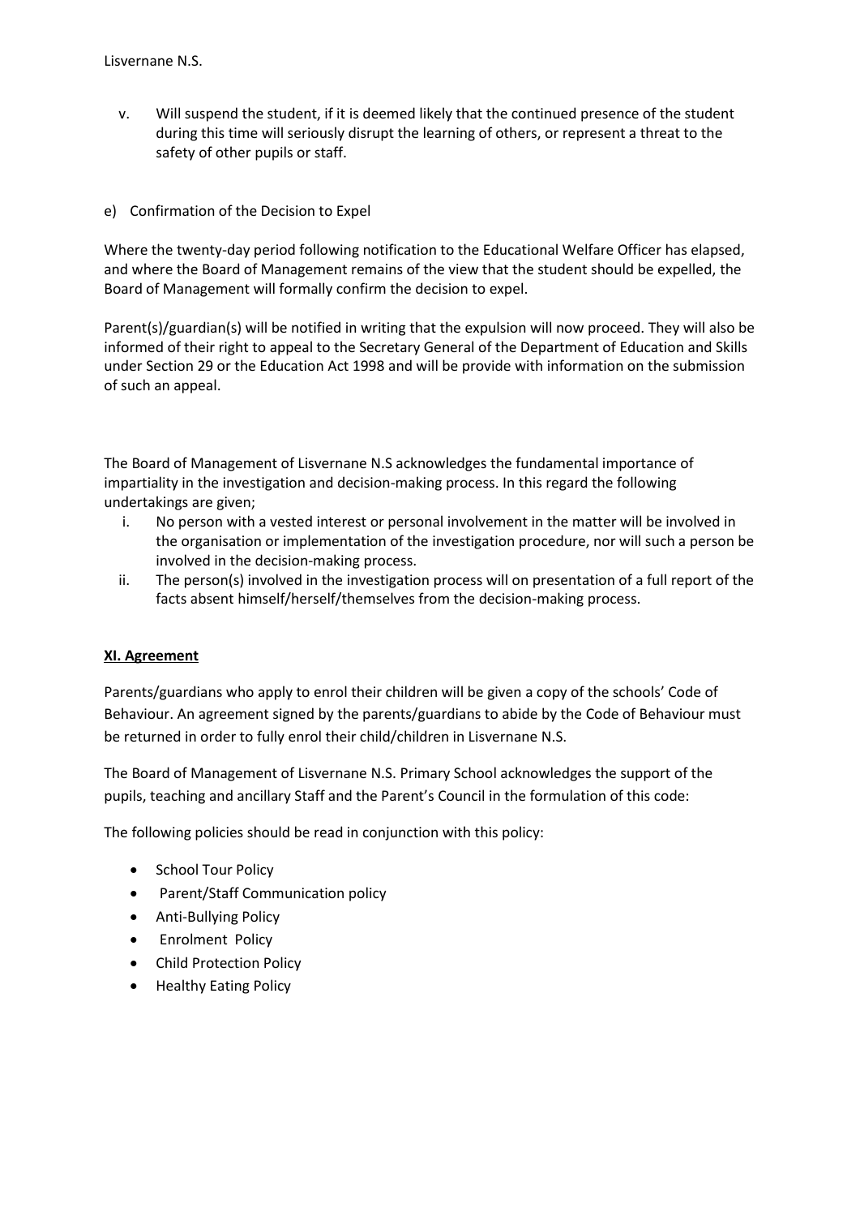v. Will suspend the student, if it is deemed likely that the continued presence of the student during this time will seriously disrupt the learning of others, or represent a threat to the safety of other pupils or staff.

e) Confirmation of the Decision to Expel

Where the twenty-day period following notification to the Educational Welfare Officer has elapsed, and where the Board of Management remains of the view that the student should be expelled, the Board of Management will formally confirm the decision to expel.

Parent(s)/guardian(s) will be notified in writing that the expulsion will now proceed. They will also be informed of their right to appeal to the Secretary General of the Department of Education and Skills under Section 29 or the Education Act 1998 and will be provide with information on the submission of such an appeal.

The Board of Management of Lisvernane N.S acknowledges the fundamental importance of impartiality in the investigation and decision-making process. In this regard the following undertakings are given;

i. No person with a vested interest or personal involvement in the matter will be involved in the organisation or implementation of the investigation procedure, nor will such a person be involved in the decision-making process.
ii. The person(s) involved in the investigation process will on presentation of a full report of the facts absent himself/herself/themselves from the decision-making process.

## XI. Agreement

Parents/guardians who apply to enrol their children will be given a copy of the schools' Code of Behaviour. An agreement signed by the parents/guardians to abide by the Code of Behaviour must be returned in order to fully enrol their child/children in Lisvernane N.S.

The Board of Management of Lisvernane N.S. Primary School acknowledges the support of the pupils, teaching and ancillary Staff and the Parent's Council in the formulation of this code:

The following policies should be read in conjunction with this policy:

- School Tour Policy
- Parent/Staff Communication policy
- Anti-Bullying Policy
- Enrolment Policy
- Child Protection Policy
- Healthy Eating Policy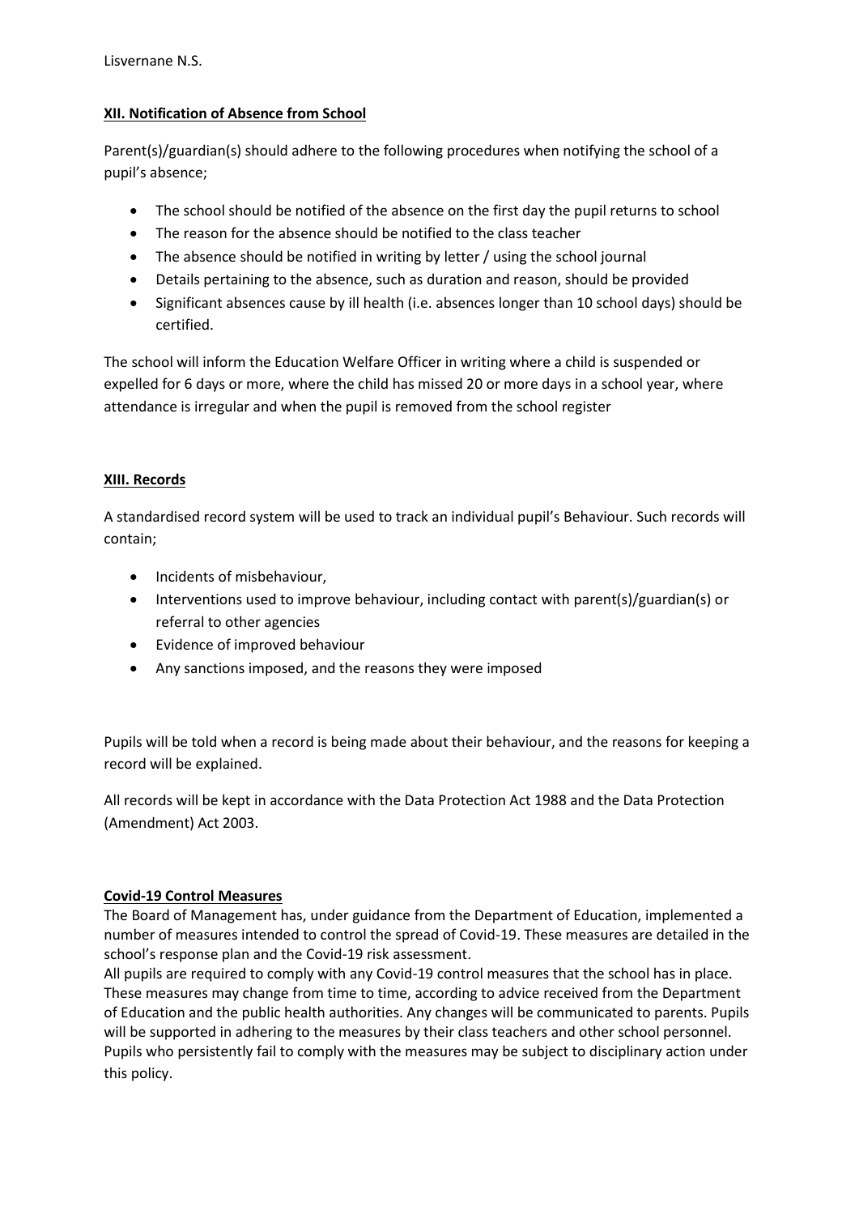## XII. Notification of Absence from School

Parent(s)/guardian(s) should adhere to the following procedures when notifying the school of a pupil's absence;

- The school should be notified of the absence on the first day the pupil returns to school
- The reason for the absence should be notified to the class teacher
- The absence should be notified in writing by letter / using the school journal
- Details pertaining to the absence, such as duration and reason, should be provided
- Significant absences cause by ill health (i.e. absences longer than 10 school days) should be certified.

The school will inform the Education Welfare Officer in writing where a child is suspended or expelled for 6 days or more, where the child has missed 20 or more days in a school year, where attendance is irregular and when the pupil is removed from the school register

## XIII. Records

A standardised record system will be used to track an individual pupil's Behaviour. Such records will contain;

- Incidents of misbehaviour,
- Interventions used to improve behaviour, including contact with parent(s)/guardian(s) or referral to other agencies
- Evidence of improved behaviour
- Any sanctions imposed, and the reasons they were imposed

Pupils will be told when a record is being made about their behaviour, and the reasons for keeping a record will be explained.

All records will be kept in accordance with the Data Protection Act 1988 and the Data Protection (Amendment) Act 2003.

## Covid-19 Control Measures

The Board of Management has, under guidance from the Department of Education, implemented a number of measures intended to control the spread of Covid-19. These measures are detailed in the school's response plan and the Covid-19 risk assessment.

All pupils are required to comply with any Covid-19 control measures that the school has in place. These measures may change from time to time, according to advice received from the Department of Education and the public health authorities. Any changes will be communicated to parents. Pupils will be supported in adhering to the measures by their class teachers and other school personnel. Pupils who persistently fail to comply with the measures may be subject to disciplinary action under this policy.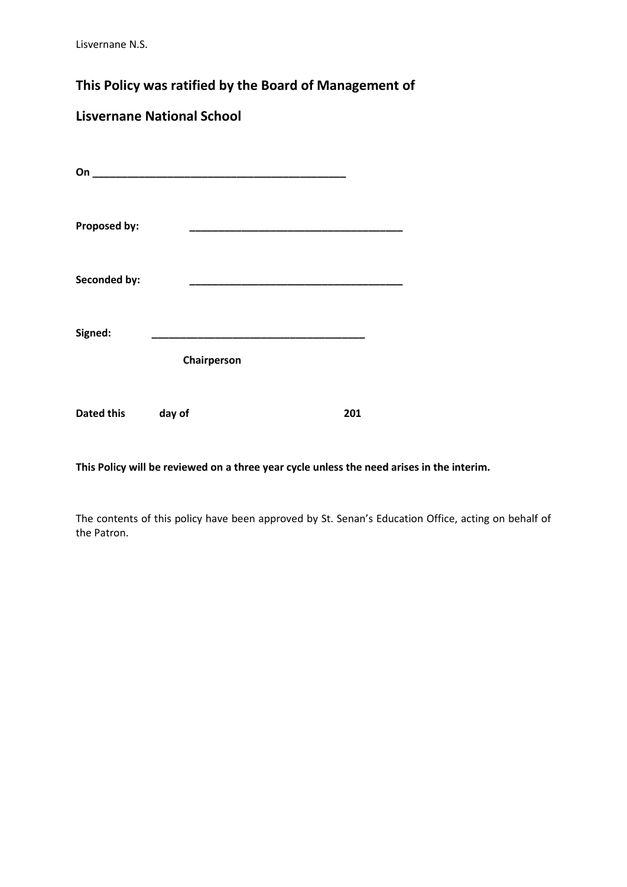**This Policy was ratified by the Board of Management of**

**Lisvernane National School**

**On ___________________________________________**

**Proposed by:** _____________________________________

**Seconded by:** _____________________________________

**Signed:** _____________________________________

**Chairperson**

**Dated this day of 201**

**This Policy will be reviewed on a three year cycle unless the need arises in the interim.**

The contents of this policy have been approved by St. Senan's Education Office, acting on behalf of the Patron.